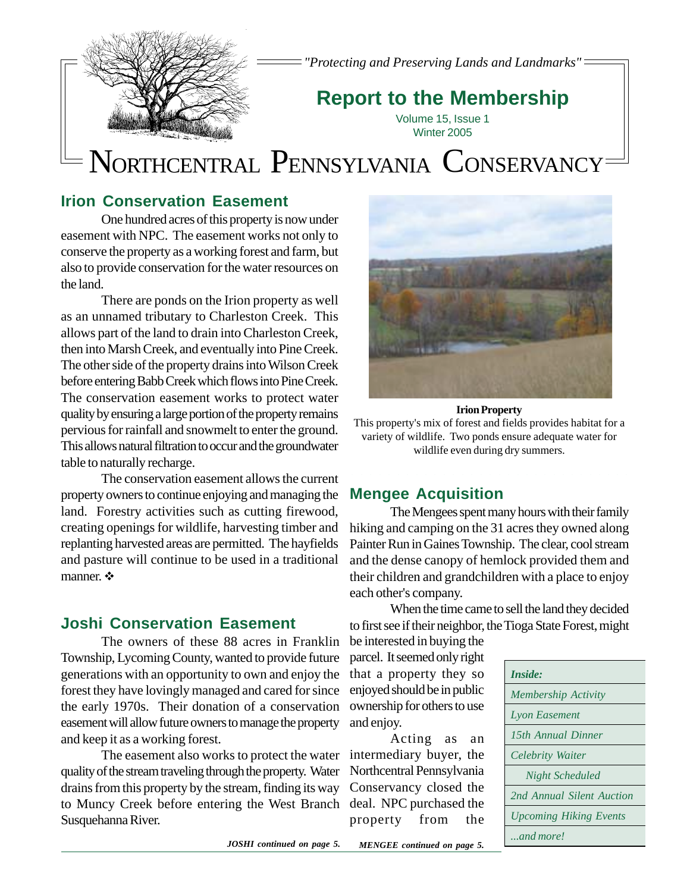"Protecting and Preserving Lands and Landmarks"

# Report to the Membership

Volume 15, Issue 1
Winter 2005

# NORTHCENTRAL PENNSYLVANIA CONSERVANCY

## Irion Conservation Easement

One hundred acres of this property is now under easement with NPC. The easement works not only to conserve the property as a working forest and farm, but also to provide conservation for the water resources on the land.

There are ponds on the Irion property as well as an unnamed tributary to Charleston Creek. This allows part of the land to drain into Charleston Creek, then into Marsh Creek, and eventually into Pine Creek. The other side of the property drains into Wilson Creek before entering Babb Creek which flows into Pine Creek. The conservation easement works to protect water quality by ensuring a large portion of the property remains pervious for rainfall and snowmelt to enter the ground. This allows natural filtration to occur and the groundwater table to naturally recharge.

The conservation easement allows the current property owners to continue enjoying and managing the land. Forestry activities such as cutting firewood, creating openings for wildlife, harvesting timber and replanting harvested areas are permitted. The hayfields and pasture will continue to be used in a traditional manner. ❖

**Irion Property**

This property's mix of forest and fields provides habitat for a variety of wildlife. Two ponds ensure adequate water for wildlife even during dry summers.

## Joshi Conservation Easement

The owners of these 88 acres in Franklin Township, Lycoming County, wanted to provide future generations with an opportunity to own and enjoy the forest they have lovingly managed and cared for since the early 1970s. Their donation of a conservation easement will allow future owners to manage the property and keep it as a working forest.

The easement also works to protect the water quality of the stream traveling through the property. Water drains from this property by the stream, finding its way to Muncy Creek before entering the West Branch Susquehanna River.

*JOSHI continued on page 5.*

## Mengee Acquisition

The Mengees spent many hours with their family hiking and camping on the 31 acres they owned along Painter Run in Gaines Township. The clear, cool stream and the dense canopy of hemlock provided them and their children and grandchildren with a place to enjoy each other's company.

When the time came to sell the land they decided to first see if their neighbor, the Tioga State Forest, might be interested in buying the parcel. It seemed only right that a property they so enjoyed should be in public ownership for others to use and enjoy.

Acting as an intermediary buyer, the Northcentral Pennsylvania Conservancy closed the deal. NPC purchased the property from the

*MENGEE continued on page 5.*

| *Inside:* |
|---|
| *Membership Activity* |
| *Lyon Easement* |
| *15th Annual Dinner* |
| *Celebrity Waiter Night Scheduled* |
| *2nd Annual Silent Auction* |
| *Upcoming Hiking Events* |
| *...and more!* |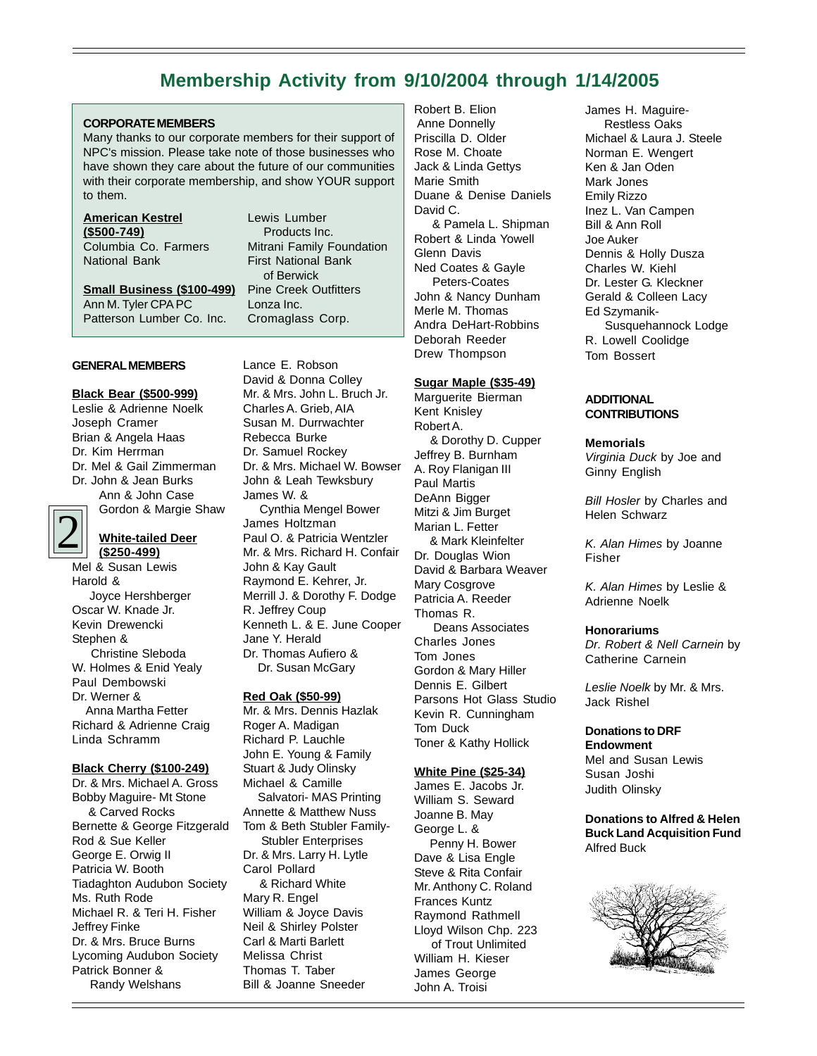# Membership Activity from 9/10/2004 through 1/14/2005

## CORPORATE MEMBERS

Many thanks to our corporate members for their support of NPC's mission. Please take note of those businesses who have shown they care about the future of our communities with their corporate membership, and show YOUR support to them.

**American Kestrel ($500-749)**

Columbia Co. Farmers National Bank

**Small Business ($100-499)**

Ann M. Tyler CPA PC
Patterson Lumber Co. Inc.
Lewis Lumber Products Inc.
Mitrani Family Foundation
First National Bank of Berwick
Pine Creek Outfitters
Lonza Inc.
Cromaglass Corp.

## GENERAL MEMBERS

**Black Bear ($500-999)**

Leslie & Adrienne Noelk
Joseph Cramer
Brian & Angela Haas
Dr. Kim Herrman
Dr. Mel & Gail Zimmerman
Dr. John & Jean Burks
Ann & John Case
Gordon & Margie Shaw

**White-tailed Deer ($250-499)**

Mel & Susan Lewis
Harold & Joyce Hershberger
Oscar W. Knade Jr.
Kevin Drewencki
Stephen & Christine Sleboda
W. Holmes & Enid Yealy
Paul Dembowski
Dr. Werner & Anna Martha Fetter
Richard & Adrienne Craig
Linda Schramm

**Black Cherry ($100-249)**

Dr. & Mrs. Michael A. Gross
Bobby Maguire- Mt Stone & Carved Rocks
Bernette & George Fitzgerald
Rod & Sue Keller
George E. Orwig II
Patricia W. Booth
Tiadaghton Audubon Society
Ms. Ruth Rode
Michael R. & Teri H. Fisher
Jeffrey Finke
Dr. & Mrs. Bruce Burns
Lycoming Audubon Society
Patrick Bonner & Randy Welshans
Lance E. Robson
David & Donna Colley
Mr. & Mrs. John L. Bruch Jr.
Charles A. Grieb, AIA
Susan M. Durrwachter
Rebecca Burke
Dr. Samuel Rockey
Dr. & Mrs. Michael W. Bowser
John & Leah Tewksbury
James W. & Cynthia Mengel Bower
James Holtzman
Paul O. & Patricia Wentzler
Mr. & Mrs. Richard H. Confair
John & Kay Gault
Raymond E. Kehrer, Jr.
Merrill J. & Dorothy F. Dodge
R. Jeffrey Coup
Kenneth L. & E. June Cooper
Jane Y. Herald
Dr. Thomas Aufiero & Dr. Susan McGary

**Red Oak ($50-99)**

Mr. & Mrs. Dennis Hazlak
Roger A. Madigan
Richard P. Lauchle
John E. Young & Family
Stuart & Judy Olinsky
Michael & Camille Salvatori- MAS Printing
Annette & Matthew Nuss
Tom & Beth Stubler Family- Stubler Enterprises
Dr. & Mrs. Larry H. Lytle
Carol Pollard & Richard White
Mary R. Engel
William & Joyce Davis
Neil & Shirley Polster
Carl & Marti Barlett
Melissa Christ
Thomas T. Taber
Bill & Joanne Sneeder
Robert B. Elion
Anne Donnelly
Priscilla D. Older
Rose M. Choate
Jack & Linda Gettys
Marie Smith
Duane & Denise Daniels
David C. & Pamela L. Shipman
Robert & Linda Yowell
Glenn Davis
Ned Coates & Gayle Peters-Coates
John & Nancy Dunham
Merle M. Thomas
Andra DeHart-Robbins
Deborah Reeder
Drew Thompson

**Sugar Maple ($35-49)**

Marguerite Bierman
Kent Knisley
Robert A. & Dorothy D. Cupper
Jeffrey B. Burnham
A. Roy Flanigan III
Paul Martis
DeAnn Bigger
Mitzi & Jim Burget
Marian L. Fetter & Mark Kleinfelter
Dr. Douglas Wion
David & Barbara Weaver
Mary Cosgrove
Patricia A. Reeder
Thomas R. Deans Associates
Charles Jones
Tom Jones
Gordon & Mary Hiller
Dennis E. Gilbert
Parsons Hot Glass Studio
Kevin R. Cunningham
Tom Duck
Toner & Kathy Hollick

**White Pine ($25-34)**

James E. Jacobs Jr.
William S. Seward
Joanne B. May
George L. & Penny H. Bower
Dave & Lisa Engle
Steve & Rita Confair
Mr. Anthony C. Roland
Frances Kuntz
Raymond Rathmell
Lloyd Wilson Chp. 223 of Trout Unlimited
William H. Kieser
James George
John A. Troisi
James H. Maguire- Restless Oaks
Michael & Laura J. Steele
Norman E. Wengert
Ken & Jan Oden
Mark Jones
Emily Rizzo
Inez L. Van Campen
Bill & Ann Roll
Joe Auker
Dennis & Holly Dusza
Charles W. Kiehl
Dr. Lester G. Kleckner
Gerald & Colleen Lacy
Ed Szymanik- Susquehannock Lodge
R. Lowell Coolidge
Tom Bossert

## ADDITIONAL CONTRIBUTIONS

**Memorials**

*Virginia Duck* by Joe and Ginny English

*Bill Hosler* by Charles and Helen Schwarz

*K. Alan Himes* by Joanne Fisher

*K. Alan Himes* by Leslie & Adrienne Noelk

**Honorariums**

*Dr. Robert & Nell Carnein* by Catherine Carnein

*Leslie Noelk* by Mr. & Mrs. Jack Rishel

**Donations to DRF Endowment**

Mel and Susan Lewis
Susan Joshi
Judith Olinsky

**Donations to Alfred & Helen Buck Land Acquisition Fund**

Alfred Buck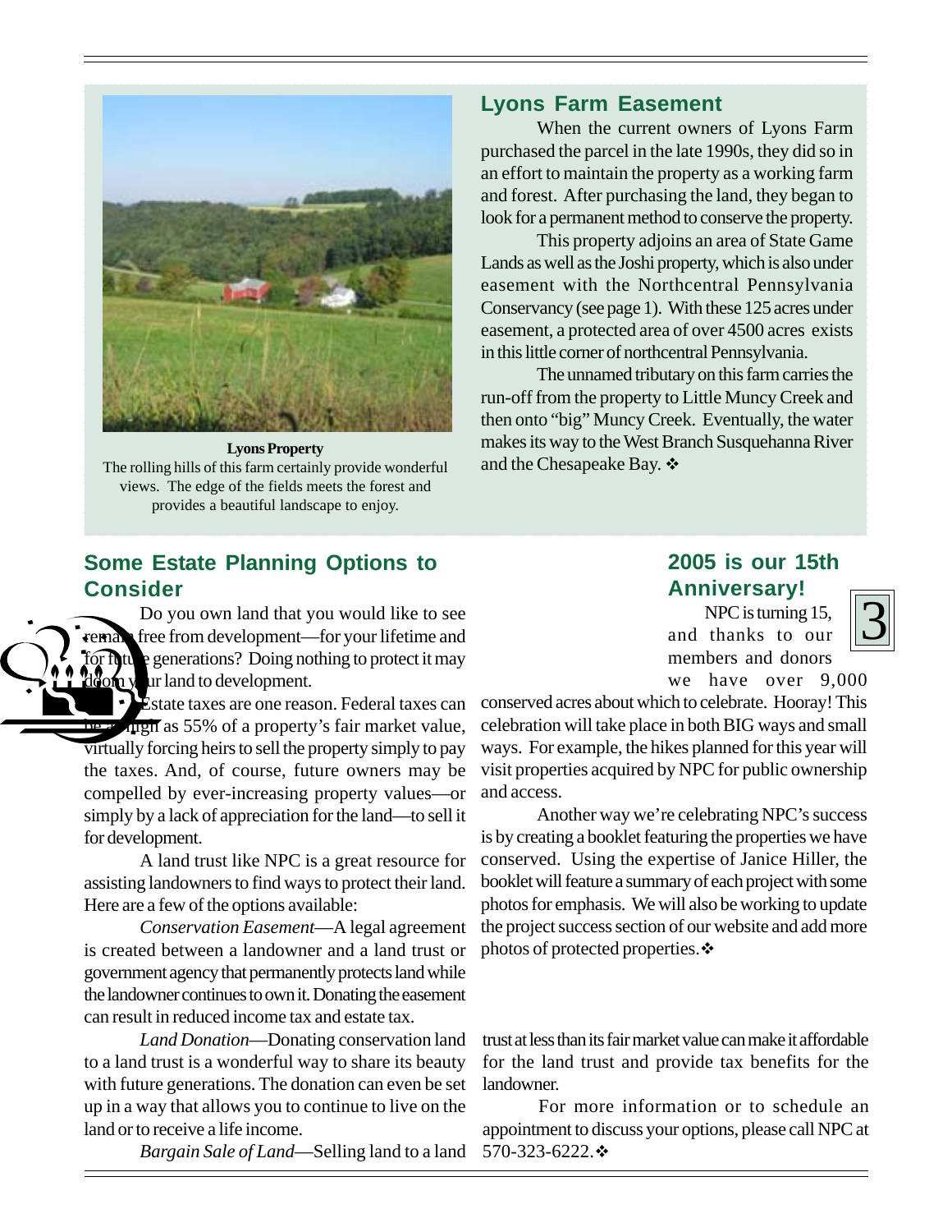**Lyons Property**
The rolling hills of this farm certainly provide wonderful views. The edge of the fields meets the forest and provides a beautiful landscape to enjoy.

## Lyons Farm Easement

When the current owners of Lyons Farm purchased the parcel in the late 1990s, they did so in an effort to maintain the property as a working farm and forest. After purchasing the land, they began to look for a permanent method to conserve the property.

This property adjoins an area of State Game Lands as well as the Joshi property, which is also under easement with the Northcentral Pennsylvania Conservancy (see page 1). With these 125 acres under easement, a protected area of over 4500 acres exists in this little corner of northcentral Pennsylvania.

The unnamed tributary on this farm carries the run-off from the property to Little Muncy Creek and then onto "big" Muncy Creek. Eventually, the water makes its way to the West Branch Susquehanna River and the Chesapeake Bay. ❖

## Some Estate Planning Options to Consider

Do you own land that you would like to see remain free from development—for your lifetime and for future generations? Doing nothing to protect it may doom your land to development.

Estate taxes are one reason. Federal taxes can be as high as 55% of a property's fair market value, virtually forcing heirs to sell the property simply to pay the taxes. And, of course, future owners may be compelled by ever-increasing property values—or simply by a lack of appreciation for the land—to sell it for development.

A land trust like NPC is a great resource for assisting landowners to find ways to protect their land. Here are a few of the options available:

*Conservation Easement*—A legal agreement is created between a landowner and a land trust or government agency that permanently protects land while the landowner continues to own it. Donating the easement can result in reduced income tax and estate tax.

*Land Donation*—Donating conservation land to a land trust is a wonderful way to share its beauty with future generations. The donation can even be set up in a way that allows you to continue to live on the land or to receive a life income.

*Bargain Sale of Land*—Selling land to a land trust at less than its fair market value can make it affordable for the land trust and provide tax benefits for the landowner.

For more information or to schedule an appointment to discuss your options, please call NPC at 570-323-6222.❖

## 2005 is our 15th Anniversary!

NPC is turning 15, and thanks to our members and donors we have over 9,000 conserved acres about which to celebrate. Hooray! This celebration will take place in both BIG ways and small ways. For example, the hikes planned for this year will visit properties acquired by NPC for public ownership and access.

Another way we're celebrating NPC's success is by creating a booklet featuring the properties we have conserved. Using the expertise of Janice Hiller, the booklet will feature a summary of each project with some photos for emphasis. We will also be working to update the project success section of our website and add more photos of protected properties.❖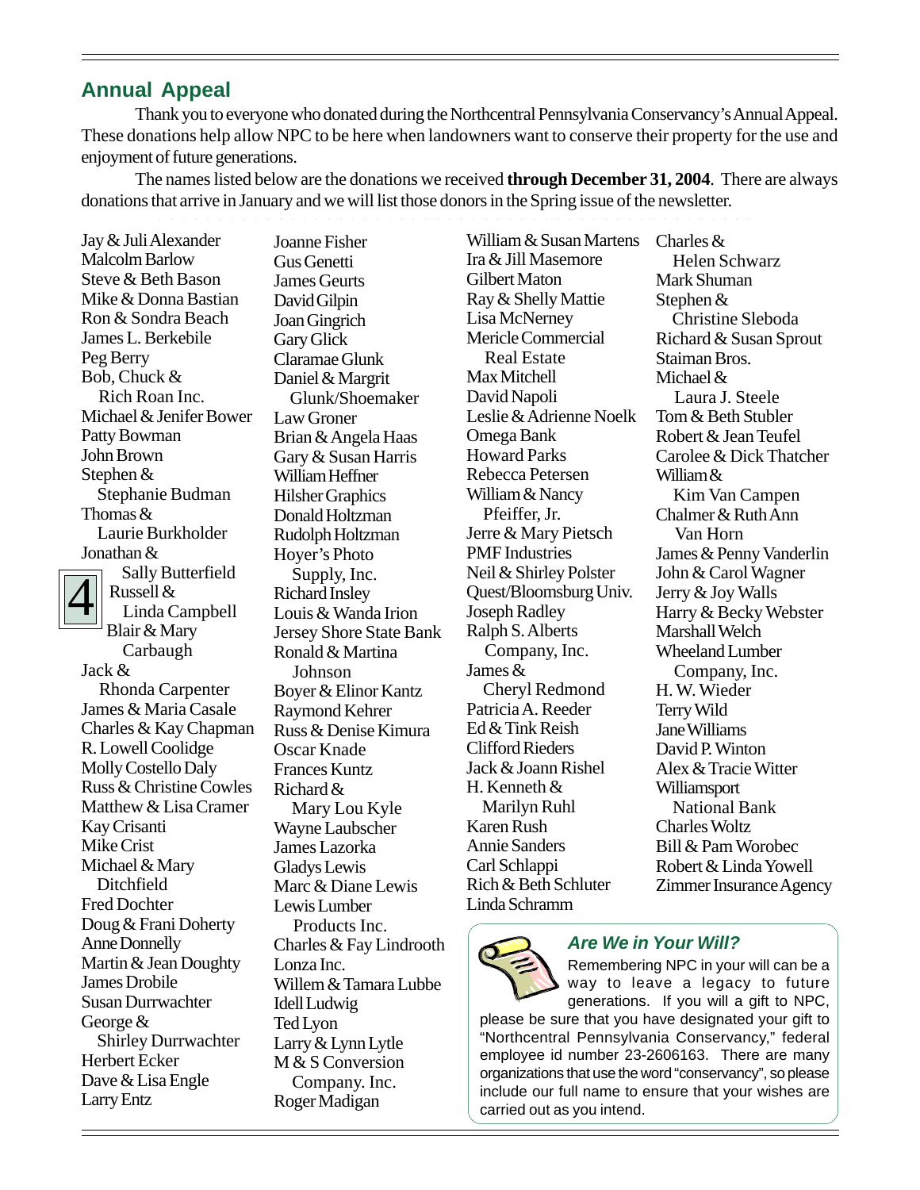## Annual Appeal

Thank you to everyone who donated during the Northcentral Pennsylvania Conservancy's Annual Appeal. These donations help allow NPC to be here when landowners want to conserve their property for the use and enjoyment of future generations.

The names listed below are the donations we received **through December 31, 2004**. There are always donations that arrive in January and we will list those donors in the Spring issue of the newsletter.

Jay & Juli Alexander
Malcolm Barlow
Steve & Beth Bason
Mike & Donna Bastian
Ron & Sondra Beach
James L. Berkebile
Peg Berry
Bob, Chuck & Rich Roan Inc.
Michael & Jenifer Bower
Patty Bowman
John Brown
Stephen & Stephanie Budman
Thomas & Laurie Burkholder
Jonathan & Sally Butterfield
Russell & Linda Campbell
Blair & Mary Carbaugh
Jack & Rhonda Carpenter
James & Maria Casale
Charles & Kay Chapman
R. Lowell Coolidge
Molly Costello Daly
Russ & Christine Cowles
Matthew & Lisa Cramer
Kay Crisanti
Mike Crist
Michael & Mary Ditchfield
Fred Dochter
Doug & Frani Doherty
Anne Donnelly
Martin & Jean Doughty
James Drobile
Susan Durrwachter
George & Shirley Durrwachter
Herbert Ecker
Dave & Lisa Engle
Larry Entz
Joanne Fisher
Gus Genetti
James Geurts
David Gilpin
Joan Gingrich
Gary Glick
Claramae Glunk
Daniel & Margrit Glunk/Shoemaker
Law Groner
Brian & Angela Haas
Gary & Susan Harris
William Heffner
Hilsher Graphics
Donald Holtzman
Rudolph Holtzman
Hoyer's Photo Supply, Inc.
Richard Insley
Louis & Wanda Irion
Jersey Shore State Bank
Ronald & Martina Johnson
Boyer & Elinor Kantz
Raymond Kehrer
Russ & Denise Kimura
Oscar Knade
Frances Kuntz
Richard & Mary Lou Kyle
Wayne Laubscher
James Lazorka
Gladys Lewis
Marc & Diane Lewis
Lewis Lumber Products Inc.
Charles & Fay Lindrooth
Lonza Inc.
Willem & Tamara Lubbe
Idell Ludwig
Ted Lyon
Larry & Lynn Lytle
M & S Conversion Company. Inc.
Roger Madigan
William & Susan Martens
Ira & Jill Masemore
Gilbert Maton
Ray & Shelly Mattie
Lisa McNerney
Mericle Commercial Real Estate
Max Mitchell
David Napoli
Leslie & Adrienne Noelk
Omega Bank
Howard Parks
Rebecca Petersen
William & Nancy Pfeiffer, Jr.
Jerre & Mary Pietsch
PMF Industries
Neil & Shirley Polster
Quest/Bloomsburg Univ.
Joseph Radley
Ralph S. Alberts Company, Inc.
James & Cheryl Redmond
Patricia A. Reeder
Ed & Tink Reish
Clifford Rieders
Jack & Joann Rishel
H. Kenneth & Marilyn Ruhl
Karen Rush
Annie Sanders
Carl Schlappi
Rich & Beth Schluter
Linda Schramm
Charles & Helen Schwarz
Mark Shuman
Stephen & Christine Sleboda
Richard & Susan Sprout
Staiman Bros.
Michael & Laura J. Steele
Tom & Beth Stubler
Robert & Jean Teufel
Carolee & Dick Thatcher
William & Kim Van Campen
Chalmer & Ruth Ann Van Horn
James & Penny Vanderlin
John & Carol Wagner
Jerry & Joy Walls
Harry & Becky Webster
Marshall Welch
Wheeland Lumber Company, Inc.
H. W. Wieder
Terry Wild
Jane Williams
David P. Winton
Alex & Tracie Witter
Williamsport National Bank
Charles Woltz
Bill & Pam Worobec
Robert & Linda Yowell
Zimmer Insurance Agency

### *Are We in Your Will?*

Remembering NPC in your will can be a way to leave a legacy to future generations. If you will a gift to NPC, please be sure that you have designated your gift to "Northcentral Pennsylvania Conservancy," federal employee id number 23-2606163. There are many organizations that use the word "conservancy", so please include our full name to ensure that your wishes are carried out as you intend.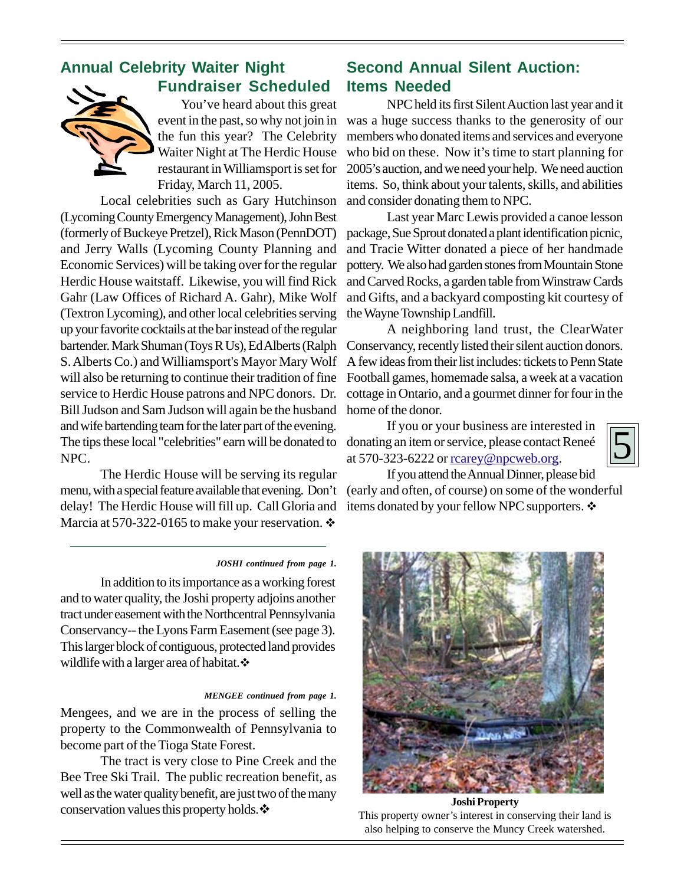## Annual Celebrity Waiter Night Fundraiser Scheduled

You've heard about this great event in the past, so why not join in the fun this year? The Celebrity Waiter Night at The Herdic House restaurant in Williamsport is set for Friday, March 11, 2005.

Local celebrities such as Gary Hutchinson (Lycoming County Emergency Management), John Best (formerly of Buckeye Pretzel), Rick Mason (PennDOT) and Jerry Walls (Lycoming County Planning and Economic Services) will be taking over for the regular Herdic House waitstaff. Likewise, you will find Rick Gahr (Law Offices of Richard A. Gahr), Mike Wolf (Textron Lycoming), and other local celebrities serving up your favorite cocktails at the bar instead of the regular bartender. Mark Shuman (Toys R Us), Ed Alberts (Ralph S. Alberts Co.) and Williamsport's Mayor Mary Wolf will also be returning to continue their tradition of fine service to Herdic House patrons and NPC donors. Dr. Bill Judson and Sam Judson will again be the husband and wife bartending team for the later part of the evening. The tips these local "celebrities" earn will be donated to NPC.

The Herdic House will be serving its regular menu, with a special feature available that evening. Don't delay! The Herdic House will fill up. Call Gloria and Marcia at 570-322-0165 to make your reservation. ❖

---

*JOSHI continued from page 1.*

In addition to its importance as a working forest and to water quality, the Joshi property adjoins another tract under easement with the Northcentral Pennsylvania Conservancy-- the Lyons Farm Easement (see page 3). This larger block of contiguous, protected land provides wildlife with a larger area of habitat.❖

*MENGEE continued from page 1.*

Mengees, and we are in the process of selling the property to the Commonwealth of Pennsylvania to become part of the Tioga State Forest.

The tract is very close to Pine Creek and the Bee Tree Ski Trail. The public recreation benefit, as well as the water quality benefit, are just two of the many conservation values this property holds.❖

## Second Annual Silent Auction: Items Needed

NPC held its first Silent Auction last year and it was a huge success thanks to the generosity of our members who donated items and services and everyone who bid on these. Now it's time to start planning for 2005's auction, and we need your help. We need auction items. So, think about your talents, skills, and abilities and consider donating them to NPC.

Last year Marc Lewis provided a canoe lesson package, Sue Sprout donated a plant identification picnic, and Tracie Witter donated a piece of her handmade pottery. We also had garden stones from Mountain Stone and Carved Rocks, a garden table from Winstraw Cards and Gifts, and a backyard composting kit courtesy of the Wayne Township Landfill.

A neighboring land trust, the ClearWater Conservancy, recently listed their silent auction donors. A few ideas from their list includes: tickets to Penn State Football games, homemade salsa, a week at a vacation cottage in Ontario, and a gourmet dinner for four in the home of the donor.

If you or your business are interested in donating an item or service, please contact Reneé at 570-323-6222 or rcarey@npcweb.org.

If you attend the Annual Dinner, please bid (early and often, of course) on some of the wonderful items donated by your fellow NPC supporters. ❖

**Joshi Property**

This property owner's interest in conserving their land is also helping to conserve the Muncy Creek watershed.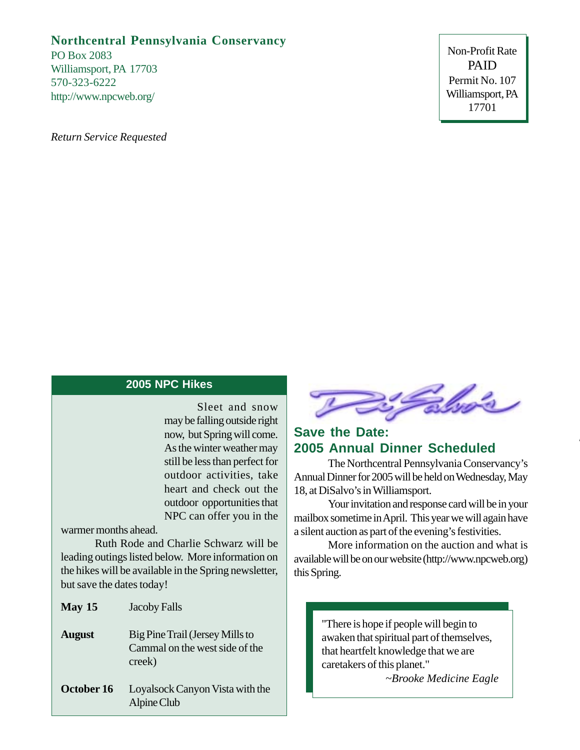**Northcentral Pennsylvania Conservancy**
PO Box 2083
Williamsport, PA 17703
570-323-6222
http://www.npcweb.org/

*Return Service Requested*

Non-Profit Rate
PAID
Permit No. 107
Williamsport, PA
17701

## 2005 NPC Hikes

Sleet and snow may be falling outside right now, but Spring will come. As the winter weather may still be less than perfect for outdoor activities, take heart and check out the outdoor opportunities that NPC can offer you in the warmer months ahead.

Ruth Rode and Charlie Schwarz will be leading outings listed below. More information on the hikes will be available in the Spring newsletter, but save the dates today!

| | |
|---|---|
| **May 15** | Jacoby Falls |
| **August** | Big Pine Trail (Jersey Mills to Cammal on the west side of the creek) |
| **October 16** | Loyalsock Canyon Vista with the Alpine Club |

DiSalvo's

## Save the Date: 2005 Annual Dinner Scheduled

The Northcentral Pennsylvania Conservancy's Annual Dinner for 2005 will be held on Wednesday, May 18, at DiSalvo's in Williamsport.

Your invitation and response card will be in your mailbox sometime in April. This year we will again have a silent auction as part of the evening's festivities.

More information on the auction and what is available will be on our website (http://www.npcweb.org) this Spring.

"There is hope if people will begin to awaken that spiritual part of themselves, that heartfelt knowledge that we are caretakers of this planet."

~*Brooke Medicine Eagle*